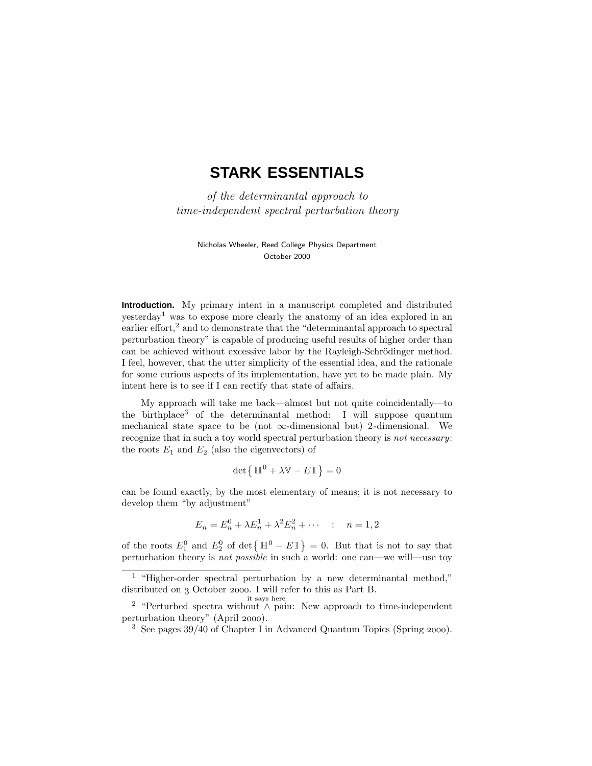# STARK ESSENTIALS

*of the determinantal approach to*
*time-independent spectral perturbation theory*

Nicholas Wheeler, Reed College Physics Department
October 2000

**Introduction.** My primary intent in a manuscript completed and distributed yesterday[1] was to expose more clearly the anatomy of an idea explored in an earlier effort,[2] and to demonstrate that the "determinantal approach to spectral perturbation theory" is capable of producing useful results of higher order than can be achieved without excessive labor by the Rayleigh-Schrödinger method. I feel, however, that the utter simplicity of the essential idea, and the rationale for some curious aspects of its implementation, have yet to be made plain. My intent here is to see if I can rectify that state of affairs.

My approach will take me back—almost but not quite coincidentally—to the birthplace[3] of the determinantal method: I will suppose quantum mechanical state space to be (not $\infty$-dimensional but) 2-dimensional. We recognize that in such a toy world spectral perturbation theory is *not necessary*: the roots $E_1$ and $E_2$ (also the eigenvectors) of

$$\det\left\{\,\mathbb{H}^0 + \lambda\mathbb{V} - E\,\mathbb{I}\,\right\} = 0$$

can be found exactly, by the most elementary of means; it is not necessary to develop them "by adjustment"

$$E_n = E_n^0 + \lambda E_n^1 + \lambda^2 E_n^2 + \cdots \quad : \quad n = 1, 2$$

of the roots $E_1^0$ and $E_2^0$ of $\det\left\{\,\mathbb{H}^0 - E\,\mathbb{I}\,\right\} = 0$. But that is not to say that perturbation theory is *not possible* in such a world: one can—we will—use toy

---

[1] "Higher-order spectral perturbation by a new determinantal method," distributed on 3 October 2000. I will refer to this as Part B.

[2] "Perturbed spectra without $\overset{\text{it says here}}{\wedge}$ pain: New approach to time-independent perturbation theory" (April 2000).

[3] See pages 39/40 of Chapter I in Advanced Quantum Topics (Spring 2000).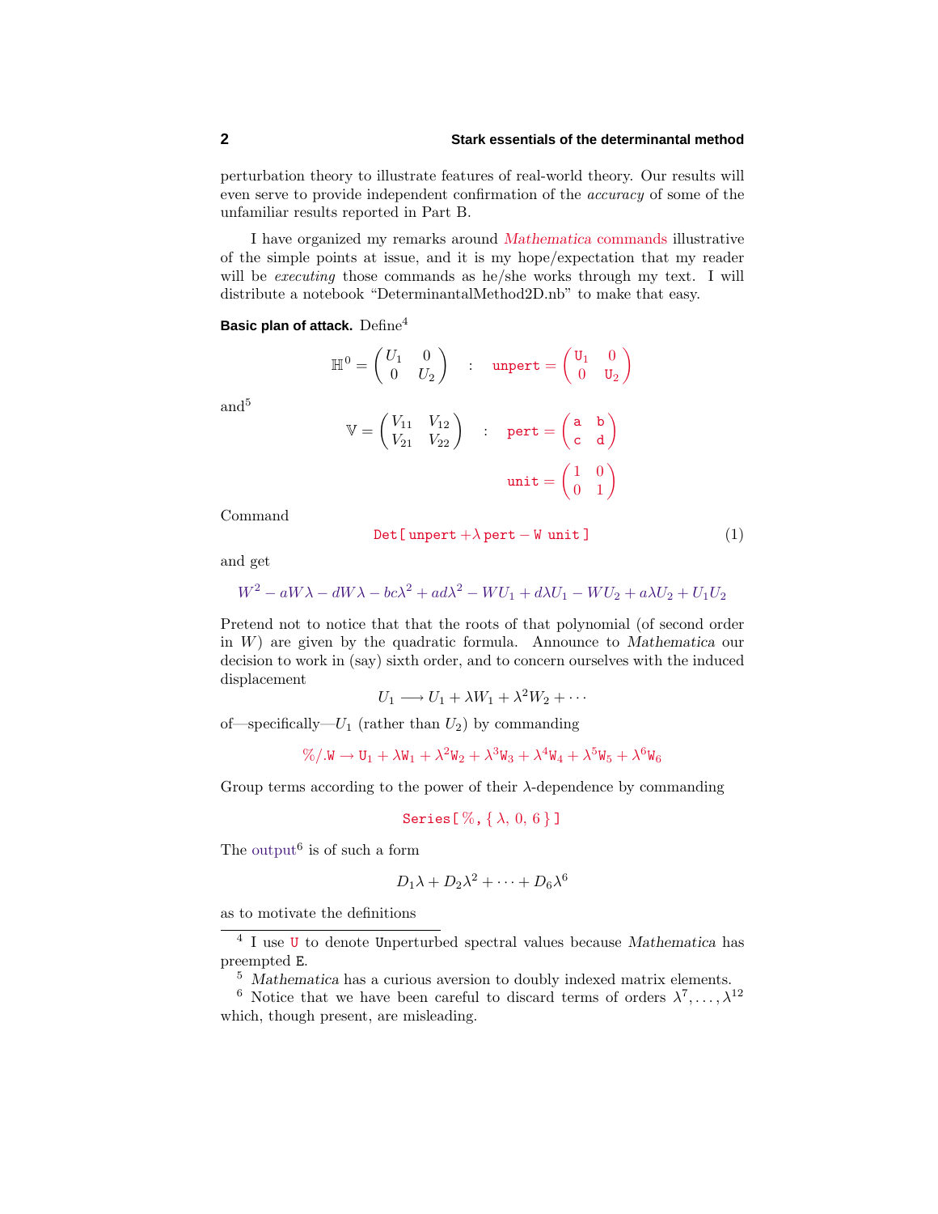perturbation theory to illustrate features of real-world theory. Our results will even serve to provide independent confirmation of the *accuracy* of some of the unfamiliar results reported in Part B.

I have organized my remarks around *Mathematica* commands illustrative of the simple points at issue, and it is my hope/expectation that my reader will be *executing* those commands as he/she works through my text. I will distribute a notebook "DeterminantalMethod2D.nb" to make that easy.

**Basic plan of attack.** Define[4]

$$\mathbb{H}^0 = \begin{pmatrix} U_1 & 0 \\ 0 & U_2 \end{pmatrix} \quad : \quad \texttt{unpert} = \begin{pmatrix} \texttt{U}_1 & 0 \\ 0 & \texttt{U}_2 \end{pmatrix}$$

and[5]

$$\mathbb{V} = \begin{pmatrix} V_{11} & V_{12} \\ V_{21} & V_{22} \end{pmatrix} \quad : \quad \texttt{pert} = \begin{pmatrix} \texttt{a} & \texttt{b} \\ \texttt{c} & \texttt{d} \end{pmatrix}$$

$$\texttt{unit} = \begin{pmatrix} 1 & 0 \\ 0 & 1 \end{pmatrix}$$

Command

$$\texttt{Det[ unpert} + \lambda\, \texttt{pert} - \texttt{W unit ]} \tag{1}$$

and get

$$W^2 - aW\lambda - dW\lambda - bc\lambda^2 + ad\lambda^2 - WU_1 + d\lambda U_1 - WU_2 + a\lambda U_2 + U_1 U_2$$

Pretend not to notice that that the roots of that polynomial (of second order in $W$) are given by the quadratic formula. Announce to *Mathematica* our decision to work in (say) sixth order, and to concern ourselves with the induced displacement

$$U_1 \longrightarrow U_1 + \lambda W_1 + \lambda^2 W_2 + \cdots$$

of—specifically—$U_1$ (rather than $U_2$) by commanding

$$\texttt{\%/.W} \rightarrow \texttt{U}_1 + \lambda\texttt{W}_1 + \lambda^2\texttt{W}_2 + \lambda^3\texttt{W}_3 + \lambda^4\texttt{W}_4 + \lambda^5\texttt{W}_5 + \lambda^6\texttt{W}_6$$

Group terms according to the power of their $\lambda$-dependence by commanding

$$\texttt{Series[ \%, \{ } \lambda, 0, 6 \texttt{ \} ]}$$

The output[6] is of such a form

$$D_1\lambda + D_2\lambda^2 + \cdots + D_6\lambda^6$$

as to motivate the definitions

---

[4] I use U to denote Unperturbed spectral values because *Mathematica* has preempted E.

[5] *Mathematica* has a curious aversion to doubly indexed matrix elements.

[6] Notice that we have been careful to discard terms of orders $\lambda^7, \ldots, \lambda^{12}$ which, though present, are misleading.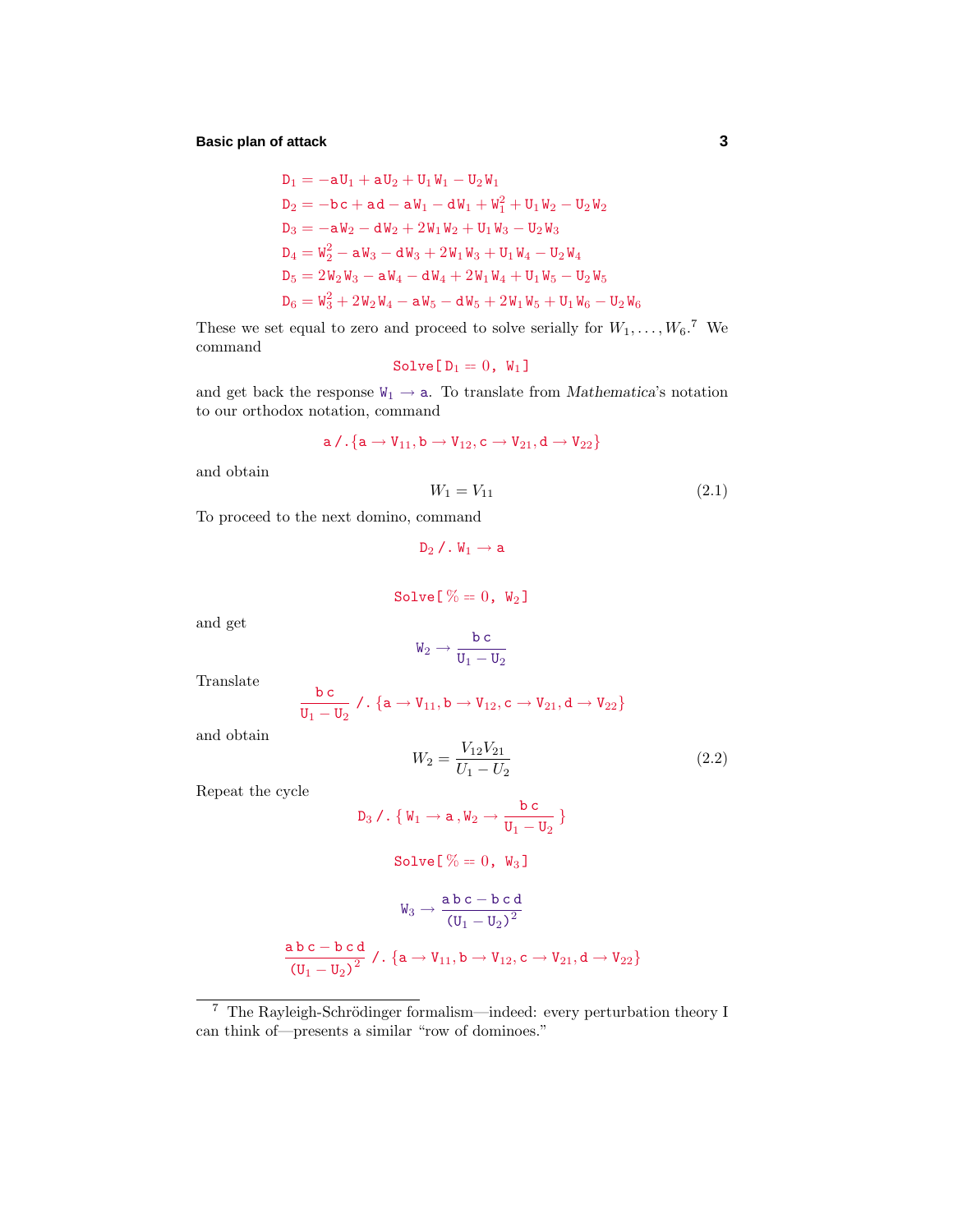$$
\begin{aligned}
D_1 &= -aU_1 + aU_2 + U_1W_1 - U_2W_1\\
D_2 &= -bc + ad - aW_1 - dW_1 + W_1^2 + U_1W_2 - U_2W_2\\
D_3 &= -aW_2 - dW_2 + 2W_1W_2 + U_1W_3 - U_2W_3\\
D_4 &= W_2^2 - aW_3 - dW_3 + 2W_1W_3 + U_1W_4 - U_2W_4\\
D_5 &= 2W_2W_3 - aW_4 - dW_4 + 2W_1W_4 + U_1W_5 - U_2W_5\\
D_6 &= W_3^2 + 2W_2W_4 - aW_5 - dW_5 + 2W_1W_5 + U_1W_6 - U_2W_6
\end{aligned}
$$

These we set equal to zero and proceed to solve serially for $W_1, \ldots, W_6$.[7] We command

$$\texttt{Solve}[D_1 == 0,\ W_1]$$

and get back the response $W_1 \to a$. To translate from *Mathematica*'s notation to our orthodox notation, command

$$a\ /.\ \{a \to V_{11}, b \to V_{12}, c \to V_{21}, d \to V_{22}\}$$

and obtain

$$W_1 = V_{11} \tag{2.1}$$

To proceed to the next domino, command

$$D_2\ /.\ W_1 \to a$$

$$\texttt{Solve}[\% == 0,\ W_2]$$

and get

$$W_2 \to \frac{b\,c}{U_1 - U_2}$$

Translate

$$\frac{b\,c}{U_1 - U_2}\ /.\ \{a \to V_{11}, b \to V_{12}, c \to V_{21}, d \to V_{22}\}$$

and obtain

$$W_2 = \frac{V_{12}V_{21}}{U_1 - U_2} \tag{2.2}$$

Repeat the cycle

$$D_3\ /.\ \{W_1 \to a, W_2 \to \frac{b\,c}{U_1 - U_2}\}$$

$$\texttt{Solve}[\% == 0,\ W_3]$$

$$W_3 \to \frac{a\,b\,c - b\,c\,d}{(U_1 - U_2)^2}$$

$$\frac{a\,b\,c - b\,c\,d}{(U_1 - U_2)^2}\ /.\ \{a \to V_{11}, b \to V_{12}, c \to V_{21}, d \to V_{22}\}$$

---

[7] The Rayleigh-Schrödinger formalism—indeed: every perturbation theory I can think of—presents a similar "row of dominoes."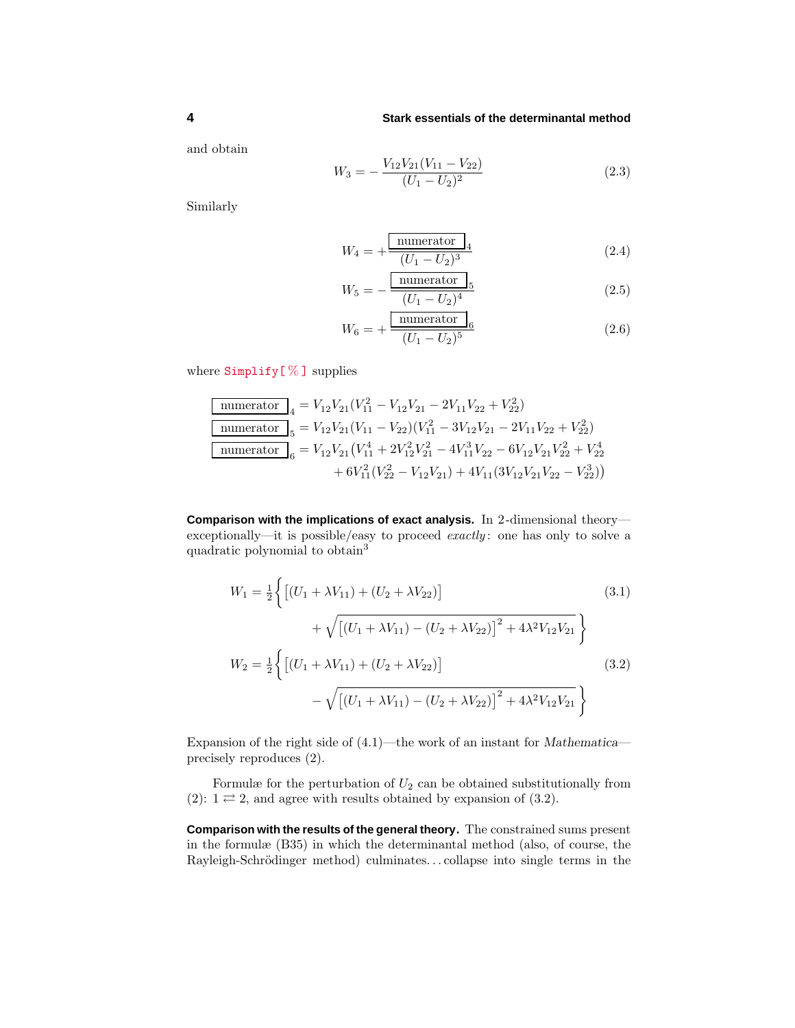and obtain

$$W_3 = -\frac{V_{12}V_{21}(V_{11}-V_{22})}{(U_1-U_2)^2} \tag{2.3}$$

Similarly

$$W_4 = +\frac{\boxed{\text{numerator}}_4}{(U_1-U_2)^3} \tag{2.4}$$

$$W_5 = -\frac{\boxed{\text{numerator}}_5}{(U_1-U_2)^4} \tag{2.5}$$

$$W_6 = +\frac{\boxed{\text{numerator}}_6}{(U_1-U_2)^5} \tag{2.6}$$

where `Simplify[%]` supplies

$$\begin{aligned}
\boxed{\text{numerator}}_4 &= V_{12}V_{21}(V_{11}^2 - V_{12}V_{21} - 2V_{11}V_{22} + V_{22}^2)\\
\boxed{\text{numerator}}_5 &= V_{12}V_{21}(V_{11}-V_{22})(V_{11}^2 - 3V_{12}V_{21} - 2V_{11}V_{22} + V_{22}^2)\\
\boxed{\text{numerator}}_6 &= V_{12}V_{21}\big(V_{11}^4 + 2V_{12}^2V_{21}^2 - 4V_{11}^3V_{22} - 6V_{12}V_{21}V_{22}^2 + V_{22}^4\\
&\quad + 6V_{11}^2(V_{22}^2 - V_{12}V_{21}) + 4V_{11}(3V_{12}V_{21}V_{22} - V_{22}^3)\big)
\end{aligned}$$

**Comparison with the implications of exact analysis.** In 2-dimensional theory—exceptionally—it is possible/easy to proceed *exactly*: one has only to solve a quadratic polynomial to obtain[3]

$$W_1 = \tfrac{1}{2}\bigg\{\big[(U_1+\lambda V_{11}) + (U_2+\lambda V_{22})\big] + \sqrt{\big[(U_1+\lambda V_{11}) - (U_2+\lambda V_{22})\big]^2 + 4\lambda^2 V_{12}V_{21}}\bigg\} \tag{3.1}$$

$$W_2 = \tfrac{1}{2}\bigg\{\big[(U_1+\lambda V_{11}) + (U_2+\lambda V_{22})\big] - \sqrt{\big[(U_1+\lambda V_{11}) - (U_2+\lambda V_{22})\big]^2 + 4\lambda^2 V_{12}V_{21}}\bigg\} \tag{3.2}$$

Expansion of the right side of (4.1)—the work of an instant for *Mathematica*—precisely reproduces (2).

Formulæ for the perturbation of $U_2$ can be obtained substitutionally from (2): $1 \rightleftarrows 2$, and agree with results obtained by expansion of (3.2).

**Comparison with the results of the general theory.** The constrained sums present in the formulæ (B35) in which the determinantal method (also, of course, the Rayleigh-Schrödinger method) culminates...collapse into single terms in the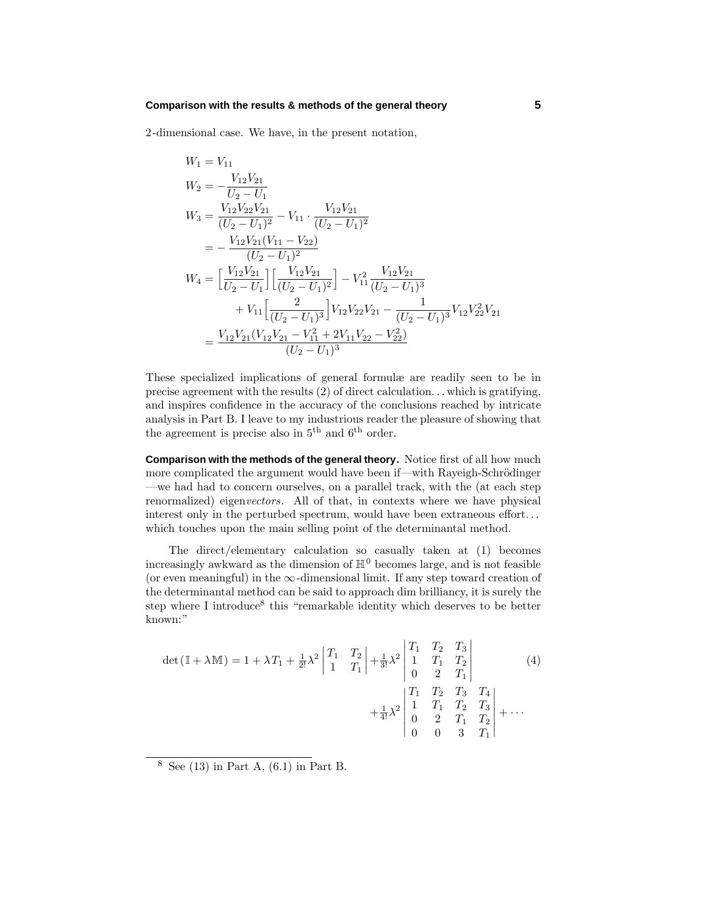2-dimensional case. We have, in the present notation,

$$
\begin{aligned}
W_1 &= V_{11} \\
W_2 &= -\frac{V_{12}V_{21}}{U_2 - U_1} \\
W_3 &= \frac{V_{12}V_{22}V_{21}}{(U_2 - U_1)^2} - V_{11} \cdot \frac{V_{12}V_{21}}{(U_2 - U_1)^2} \\
&= -\frac{V_{12}V_{21}(V_{11} - V_{22})}{(U_2 - U_1)^2} \\
W_4 &= \Big[\frac{V_{12}V_{21}}{U_2 - U_1}\Big]\Big[\frac{V_{12}V_{21}}{(U_2 - U_1)^2}\Big] - V_{11}^2\frac{V_{12}V_{21}}{(U_2 - U_1)^3} \\
&\qquad + V_{11}\Big[\frac{2}{(U_2 - U_1)^3}\Big]V_{12}V_{22}V_{21} - \frac{1}{(U_2 - U_1)^3}V_{12}V_{22}^2V_{21} \\
&= \frac{V_{12}V_{21}(V_{12}V_{21} - V_{11}^2 + 2V_{11}V_{22} - V_{22}^2)}{(U_2 - U_1)^3}
\end{aligned}
$$

These specialized implications of general formulæ are readily seen to be in precise agreement with the results (2) of direct calculation… which is gratifying, and inspires confidence in the accuracy of the conclusions reached by intricate analysis in Part B. I leave to my industrious reader the pleasure of showing that the agreement is precise also in $5^{\text{th}}$ and $6^{\text{th}}$ order.

**Comparison with the methods of the general theory.** Notice first of all how much more complicated the argument would have been if—with Rayeigh-Schrödinger—we had had to concern ourselves, on a parallel track, with the (at each step renormalized) eigen*vectors*. All of that, in contexts where we have physical interest only in the perturbed spectrum, would have been extraneous effort… which touches upon the main selling point of the determinantal method.

The direct/elementary calculation so casually taken at (1) becomes increasingly awkward as the dimension of $\mathbb{H}^0$ becomes large, and is not feasible (or even meaningful) in the $\infty$-dimensional limit. If any step toward creation of the determinantal method can be said to approach dim brilliancy, it is surely the step where I introduce[8] this "remarkable identity which deserves to be better known:"

$$
\det(\mathbb{I} + \lambda\mathbb{M}) = 1 + \lambda T_1 + \tfrac{1}{2!}\lambda^2 \begin{vmatrix} T_1 & T_2 \\ 1 & T_1 \end{vmatrix} + \tfrac{1}{3!}\lambda^2 \begin{vmatrix} T_1 & T_2 & T_3 \\ 1 & T_1 & T_2 \\ 0 & 2 & T_1 \end{vmatrix} + \tfrac{1}{4!}\lambda^2 \begin{vmatrix} T_1 & T_2 & T_3 & T_4 \\ 1 & T_1 & T_2 & T_3 \\ 0 & 2 & T_1 & T_2 \\ 0 & 0 & 3 & T_1 \end{vmatrix} + \cdots \tag{4}
$$

[8] See (13) in Part A, (6.1) in Part B.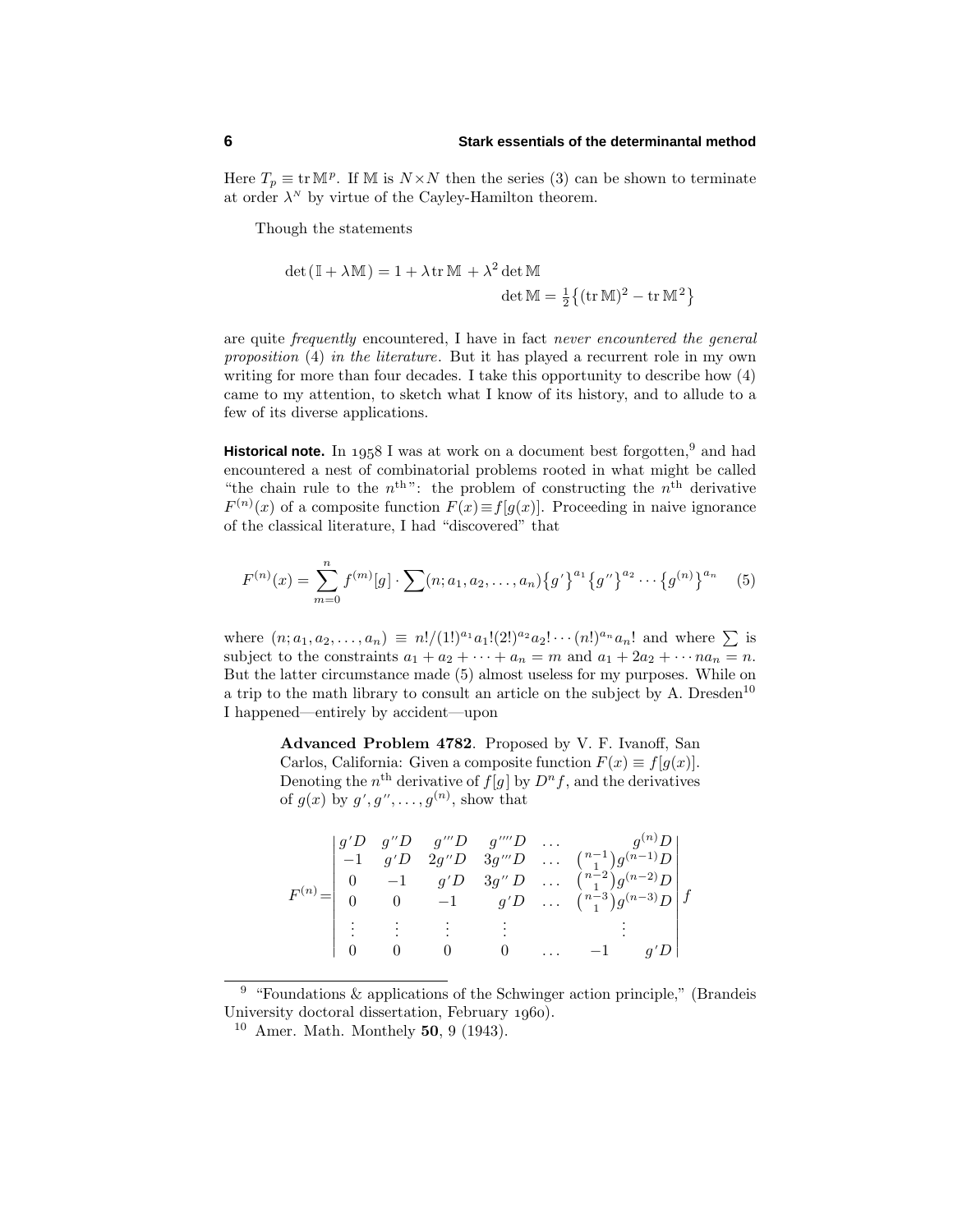Here $T_p \equiv \operatorname{tr}\mathbb{M}^p$. If $\mathbb{M}$ is $N\times N$ then the series (3) can be shown to terminate at order $\lambda^N$ by virtue of the Cayley-Hamilton theorem.

Though the statements

$$
\begin{aligned}
\det(\mathbb{I}+\lambda\mathbb{M}) &= 1+\lambda\operatorname{tr}\mathbb{M}+\lambda^2\det\mathbb{M}\\
\det\mathbb{M} &= \tfrac{1}{2}\big\{(\operatorname{tr}\mathbb{M})^2-\operatorname{tr}\mathbb{M}^2\big\}
\end{aligned}
$$

are quite *frequently* encountered, I have in fact *never encountered the general proposition* (4) *in the literature*. But it has played a recurrent role in my own writing for more than four decades. I take this opportunity to describe how (4) came to my attention, to sketch what I know of its history, and to allude to a few of its diverse applications.

**Historical note.** In 1958 I was at work on a document best forgotten,[9] and had encountered a nest of combinatorial problems rooted in what might be called "the chain rule to the $n^{\text{th}}$": the problem of constructing the $n^{\text{th}}$ derivative $F^{(n)}(x)$ of a composite function $F(x)\equiv f[g(x)]$. Proceeding in naive ignorance of the classical literature, I had "discovered" that

$$
F^{(n)}(x)=\sum_{m=0}^{n} f^{(m)}[g]\cdot\sum(n;a_1,a_2,\ldots,a_n)\big\{g'\big\}^{a_1}\big\{g''\big\}^{a_2}\cdots\big\{g^{(n)}\big\}^{a_n} \tag{5}
$$

where $(n;a_1,a_2,\ldots,a_n)\equiv n!/(1!)^{a_1}a_1!(2!)^{a_2}a_2!\cdots(n!)^{a_n}a_n!$ and where $\sum$ is subject to the constraints $a_1+a_2+\cdots+a_n=m$ and $a_1+2a_2+\cdots na_n=n$. But the latter circumstance made (5) almost useless for my purposes. While on a trip to the math library to consult an article on the subject by A. Dresden[10] I happened—entirely by accident—upon

> **Advanced Problem 4782**. Proposed by V. F. Ivanoff, San Carlos, California: Given a composite function $F(x)\equiv f[g(x)]$. Denoting the $n^{\text{th}}$ derivative of $f[g]$ by $D^n f$, and the derivatives of $g(x)$ by $g',g'',\ldots,g^{(n)}$, show that
>
> $$
> F^{(n)}=\begin{vmatrix}
> g'D & g''D & g'''D & g''''D & \ldots & g^{(n)}D\\
> -1 & g'D & 2g''D & 3g'''D & \ldots & \binom{n-1}{1}g^{(n-1)}D\\
> 0 & -1 & g'D & 3g''D & \ldots & \binom{n-2}{1}g^{(n-2)}D\\
> 0 & 0 & -1 & g'D & \ldots & \binom{n-3}{1}g^{(n-3)}D\\
> \vdots & \vdots & \vdots & \vdots & & \vdots\\
> 0 & 0 & 0 & 0 & \ldots\;\; -1 & g'D
> \end{vmatrix} f
> $$

[9] "Foundations & applications of the Schwinger action principle," (Brandeis University doctoral dissertation, February 1960).

[10] Amer. Math. Monthely **50**, 9 (1943).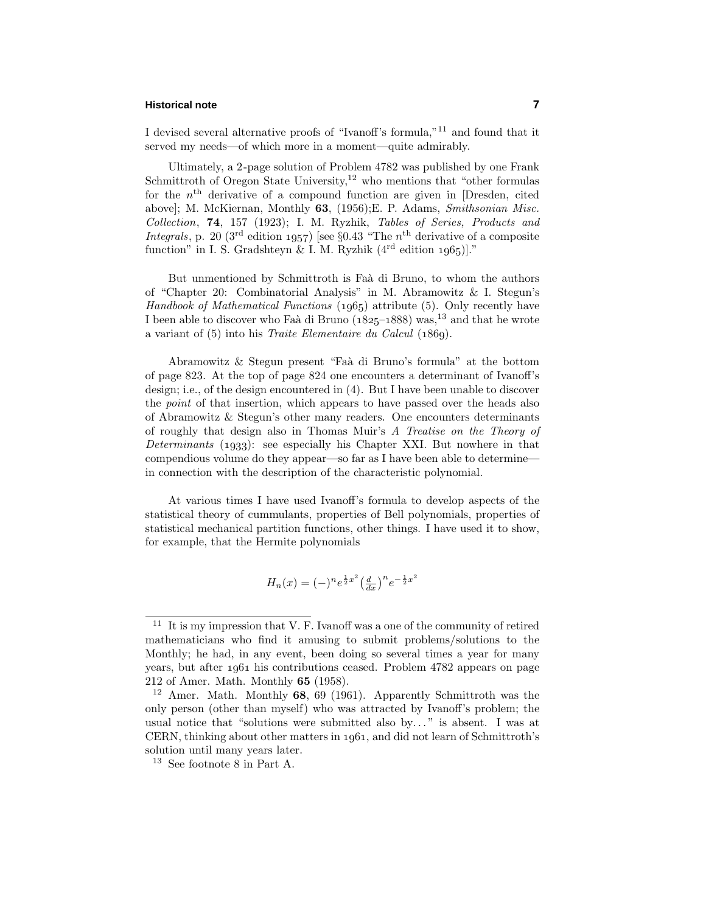I devised several alternative proofs of "Ivanoff's formula,"[11] and found that it served my needs—of which more in a moment—quite admirably.

Ultimately, a 2-page solution of Problem 4782 was published by one Frank Schmittroth of Oregon State University,[12] who mentions that "other formulas for the $n^{\text{th}}$ derivative of a compound function are given in [Dresden, cited above]; M. McKiernan, Monthly **63**, (1956);E. P. Adams, *Smithsonian Misc. Collection*, **74**, 157 (1923); I. M. Ryzhik, *Tables of Series, Products and Integrals*, p. 20 (3rd edition 1957) [see §0.43 "The $n^{\text{th}}$ derivative of a composite function" in I. S. Gradshteyn & I. M. Ryzhik (4rd edition 1965)]."

But unmentioned by Schmittroth is Faà di Bruno, to whom the authors of "Chapter 20: Combinatorial Analysis" in M. Abramowitz & I. Stegun's *Handbook of Mathematical Functions* (1965) attribute (5). Only recently have I been able to discover who Faà di Bruno (1825–1888) was,[13] and that he wrote a variant of (5) into his *Traite Elementaire du Calcul* (1869).

Abramowitz & Stegun present "Faà di Bruno's formula" at the bottom of page 823. At the top of page 824 one encounters a determinant of Ivanoff's design; i.e., of the design encountered in (4). But I have been unable to discover the *point* of that insertion, which appears to have passed over the heads also of Abramowitz & Stegun's other many readers. One encounters determinants of roughly that design also in Thomas Muir's *A Treatise on the Theory of Determinants* (1933): see especially his Chapter XXI. But nowhere in that compendious volume do they appear—so far as I have been able to determine—in connection with the description of the characteristic polynomial.

At various times I have used Ivanoff's formula to develop aspects of the statistical theory of cummulants, properties of Bell polynomials, properties of statistical mechanical partition functions, other things. I have used it to show, for example, that the Hermite polynomials

$$H_n(x) = (-)^n e^{\frac{1}{2}x^2} \left(\tfrac{d}{dx}\right)^n e^{-\frac{1}{2}x^2}$$

---

[11] It is my impression that V. F. Ivanoff was a one of the community of retired mathematicians who find it amusing to submit problems/solutions to the Monthly; he had, in any event, been doing so several times a year for many years, but after 1961 his contributions ceased. Problem 4782 appears on page 212 of Amer. Math. Monthly **65** (1958).

[12] Amer. Math. Monthly **68**, 69 (1961). Apparently Schmittroth was the only person (other than myself) who was attracted by Ivanoff's problem; the usual notice that "solutions were submitted also by..." is absent. I was at CERN, thinking about other matters in 1961, and did not learn of Schmittroth's solution until many years later.

[13] See footnote 8 in Part A.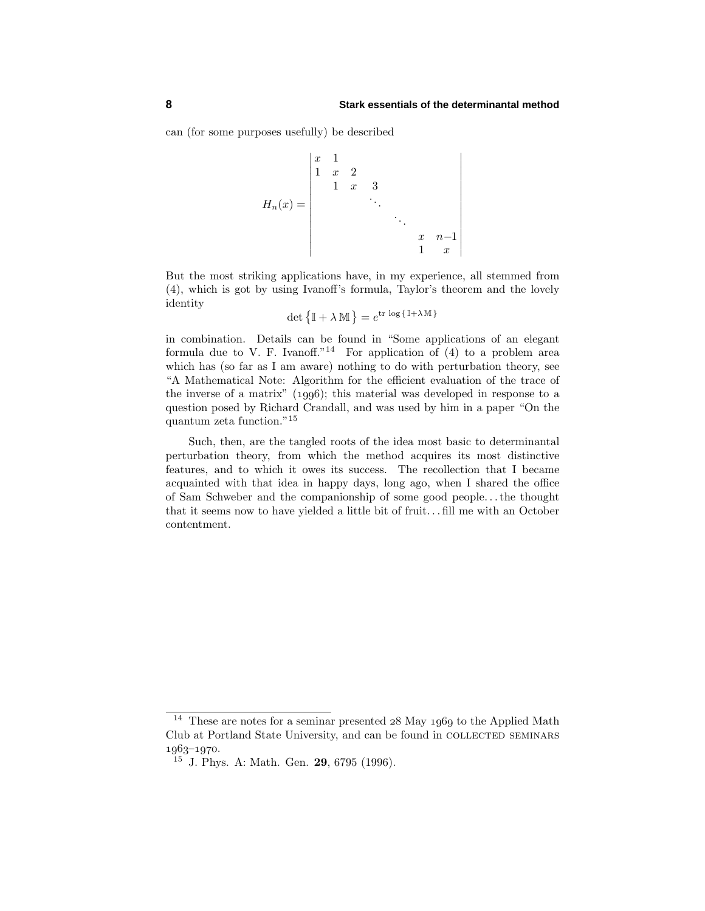can (for some purposes usefully) be described

$$H_n(x) = \begin{vmatrix} x & 1 & & & & & \\ 1 & x & 2 & & & & \\ & 1 & x & 3 & & & \\ & & & \ddots & & & \\ & & & & \ddots & & \\ & & & & & x & n{-}1 \\ & & & & & 1 & x \end{vmatrix}$$

But the most striking applications have, in my experience, all stemmed from (4), which is got by using Ivanoff's formula, Taylor's theorem and the lovely identity

$$\det\left\{\mathbb{I} + \lambda\,\mathbb{M}\right\} = e^{\text{tr}\,\log\{\mathbb{I}+\lambda\,\mathbb{M}\}}$$

in combination. Details can be found in "Some applications of an elegant formula due to V. F. Ivanoff."[14] For application of (4) to a problem area which has (so far as I am aware) nothing to do with perturbation theory, see "A Mathematical Note: Algorithm for the efficient evaluation of the trace of the inverse of a matrix" (1996); this material was developed in response to a question posed by Richard Crandall, and was used by him in a paper "On the quantum zeta function."[15]

Such, then, are the tangled roots of the idea most basic to determinantal perturbation theory, from which the method acquires its most distinctive features, and to which it owes its success. The recollection that I became acquainted with that idea in happy days, long ago, when I shared the office of Sam Schweber and the companionship of some good people... the thought that it seems now to have yielded a little bit of fruit... fill me with an October contentment.

---

[14] These are notes for a seminar presented 28 May 1969 to the Applied Math Club at Portland State University, and can be found in COLLECTED SEMINARS 1963–1970.

[15] J. Phys. A: Math. Gen. **29**, 6795 (1996).